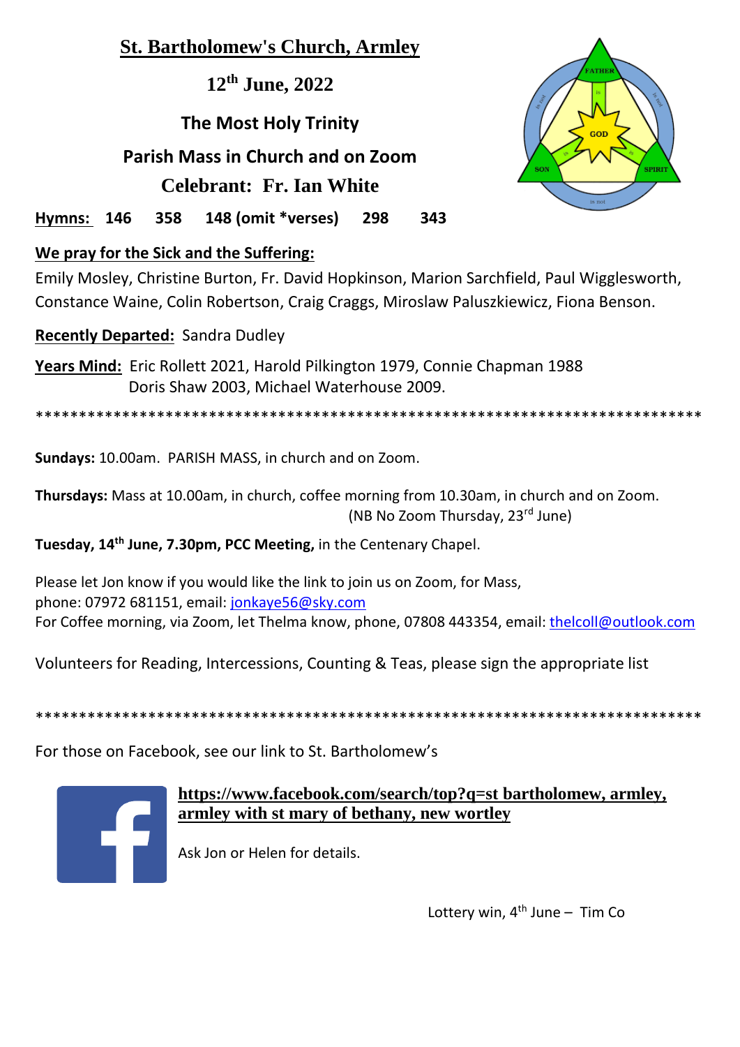# St. Bartholomew's Church, Armley

## 12th June, 2022

## The Most Holy Trinity

## Parish Mass in Church and on Zoom

## Celebrant: Fr. Ian White

**Hymns: 146 358 148 (omit *verses) 298 343**

**We pray for the Sick and the Suffering:**
Emily Mosley, Christine Burton, Fr. David Hopkinson, Marion Sarchfield, Paul Wigglesworth, Constance Waine, Colin Robertson, Craig Craggs, Miroslaw Paluszkiewicz, Fiona Benson.

**Recently Departed:** Sandra Dudley

**Years Mind:** Eric Rollett 2021, Harold Pilkington 1979, Connie Chapman 1988
Doris Shaw 2003, Michael Waterhouse 2009.

*****************************************************************************

**Sundays:** 10.00am. PARISH MASS, in church and on Zoom.

**Thursdays:** Mass at 10.00am, in church, coffee morning from 10.30am, in church and on Zoom.
(NB No Zoom Thursday, 23rd June)

**Tuesday, 14th June, 7.30pm, PCC Meeting,** in the Centenary Chapel.

Please let Jon know if you would like the link to join us on Zoom, for Mass,
phone: 07972 681151, email: jonkaye56@sky.com
For Coffee morning, via Zoom, let Thelma know, phone, 07808 443354, email: thelcoll@outlook.com

Volunteers for Reading, Intercessions, Counting & Teas, please sign the appropriate list

*****************************************************************************

For those on Facebook, see our link to St. Bartholomew's

**https://www.facebook.com/search/top?q=st bartholomew, armley, armley with st mary of bethany, new wortley**

Ask Jon or Helen for details.

Lottery win, 4th June – Tim Co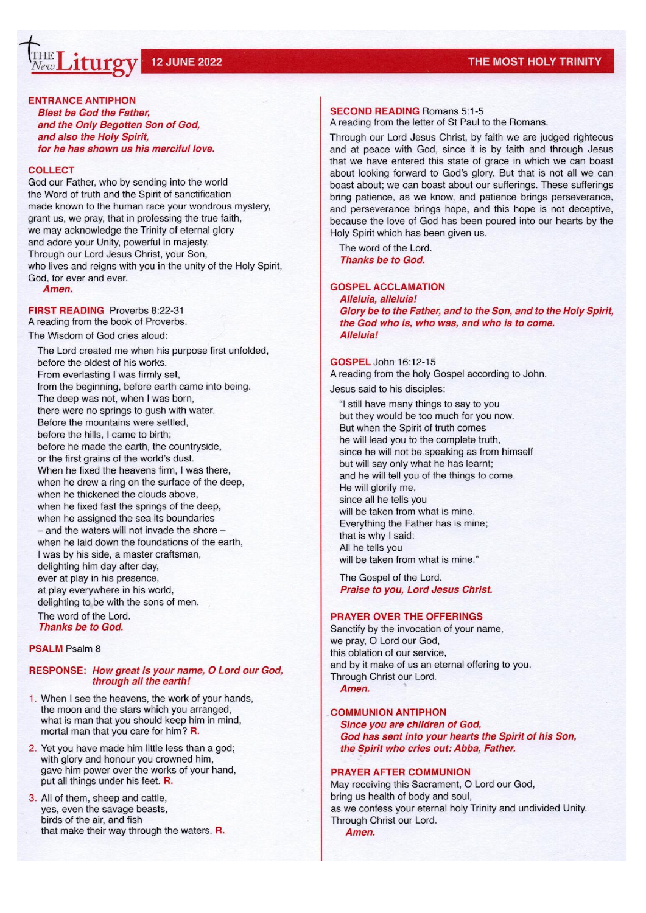# THE New Liturgy — 12 JUNE 2022 — THE MOST HOLY TRINITY

## ENTRANCE ANTIPHON

***Blest be God the Father,***
***and the Only Begotten Son of God,***
***and also the Holy Spirit,***
***for he has shown us his merciful love.***

## COLLECT

God our Father, who by sending into the world
the Word of truth and the Spirit of sanctification
made known to the human race your wondrous mystery,
grant us, we pray, that in professing the true faith,
we may acknowledge the Trinity of eternal glory
and adore your Unity, powerful in majesty.
Through our Lord Jesus Christ, your Son,
who lives and reigns with you in the unity of the Holy Spirit,
God, for ever and ever.
***Amen.***

## FIRST READING Proverbs 8:22-31

A reading from the book of Proverbs.

The Wisdom of God cries aloud:

The Lord created me when his purpose first unfolded,
before the oldest of his works.
From everlasting I was firmly set,
from the beginning, before earth came into being.
The deep was not, when I was born,
there were no springs to gush with water.
Before the mountains were settled,
before the hills, I came to birth;
before he made the earth, the countryside,
or the first grains of the world's dust.
When he fixed the heavens firm, I was there,
when he drew a ring on the surface of the deep,
when he thickened the clouds above,
when he fixed fast the springs of the deep,
when he assigned the sea its boundaries
– and the waters will not invade the shore –
when he laid down the foundations of the earth,
I was by his side, a master craftsman,
delighting him day after day,
ever at play in his presence,
at play everywhere in his world,
delighting to be with the sons of men.

The word of the Lord.
***Thanks be to God.***

## PSALM Psalm 8

**RESPONSE:** ***How great is your name, O Lord our God, through all the earth!***

1. When I see the heavens, the work of your hands,
the moon and the stars which you arranged,
what is man that you should keep him in mind,
mortal man that you care for him? **R.**

2. Yet you have made him little less than a god;
with glory and honour you crowned him,
gave him power over the works of your hand,
put all things under his feet. **R.**

3. All of them, sheep and cattle,
yes, even the savage beasts,
birds of the air, and fish
that make their way through the waters. **R.**

## SECOND READING Romans 5:1-5

A reading from the letter of St Paul to the Romans.

Through our Lord Jesus Christ, by faith we are judged righteous and at peace with God, since it is by faith and through Jesus that we have entered this state of grace in which we can boast about looking forward to God's glory. But that is not all we can boast about; we can boast about our sufferings. These sufferings bring patience, as we know, and patience brings perseverance, and perseverance brings hope, and this hope is not deceptive, because the love of God has been poured into our hearts by the Holy Spirit which has been given us.

The word of the Lord.
***Thanks be to God.***

## GOSPEL ACCLAMATION

***Alleluia, alleluia!***
***Glory be to the Father, and to the Son, and to the Holy Spirit,***
***the God who is, who was, and who is to come.***
***Alleluia!***

## GOSPEL John 16:12-15

A reading from the holy Gospel according to John.

Jesus said to his disciples:

"I still have many things to say to you
but they would be too much for you now.
But when the Spirit of truth comes
he will lead you to the complete truth,
since he will not be speaking as from himself
but will say only what he has learnt;
and he will tell you of the things to come.
He will glorify me,
since all he tells you
will be taken from what is mine.
Everything the Father has is mine;
that is why I said:
All he tells you
will be taken from what is mine."

The Gospel of the Lord.
***Praise to you, Lord Jesus Christ.***

## PRAYER OVER THE OFFERINGS

Sanctify by the invocation of your name,
we pray, O Lord our God,
this oblation of our service,
and by it make of us an eternal offering to you.
Through Christ our Lord.
***Amen.***

## COMMUNION ANTIPHON

***Since you are children of God,***
***God has sent into your hearts the Spirit of his Son,***
***the Spirit who cries out: Abba, Father.***

## PRAYER AFTER COMMUNION

May receiving this Sacrament, O Lord our God,
bring us health of body and soul,
as we confess your eternal holy Trinity and undivided Unity.
Through Christ our Lord.
***Amen.***